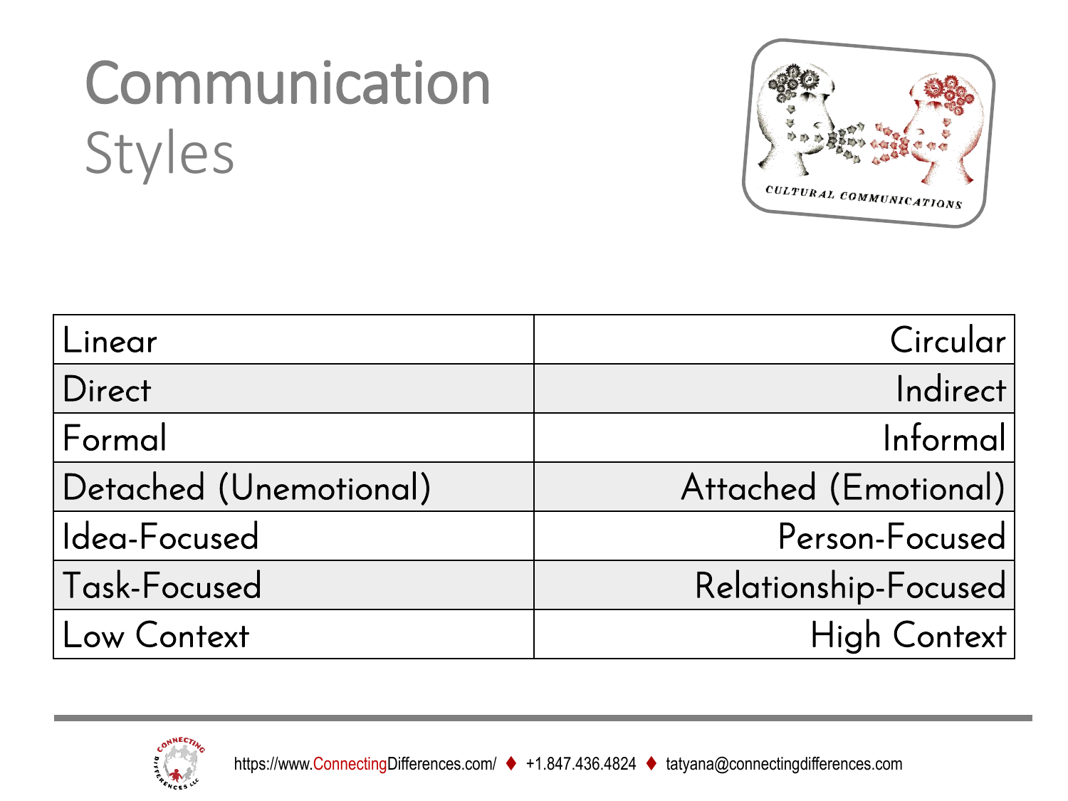# Communication Styles

| | |
|---|---|
| Linear | Circular |
| Direct | Indirect |
| Formal | Informal |
| Detached (Unemotional) | Attached (Emotional) |
| Idea-Focused | Person-Focused |
| Task-Focused | Relationship-Focused |
| Low Context | High Context |

https://www.ConnectingDifferences.com/ ♦ +1.847.436.4824 ♦ tatyana@connectingdifferences.com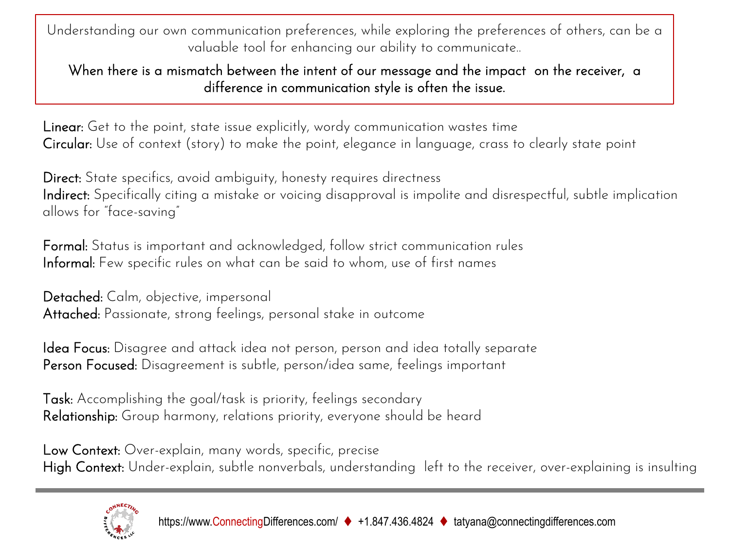Understanding our own communication preferences, while exploring the preferences of others, can be a valuable tool for enhancing our ability to communicate..

**When there is a mismatch between the intent of our message and the impact on the receiver, a difference in communication style is often the issue.**

**Linear:** Get to the point, state issue explicitly, wordy communication wastes time
**Circular:** Use of context (story) to make the point, elegance in language, crass to clearly state point

**Direct:** State specifics, avoid ambiguity, honesty requires directness
**Indirect:** Specifically citing a mistake or voicing disapproval is impolite and disrespectful, subtle implication allows for "face-saving"

**Formal:** Status is important and acknowledged, follow strict communication rules
**Informal:** Few specific rules on what can be said to whom, use of first names

**Detached:** Calm, objective, impersonal
**Attached:** Passionate, strong feelings, personal stake in outcome

**Idea Focus:** Disagree and attack idea not person, person and idea totally separate
**Person Focused:** Disagreement is subtle, person/idea same, feelings important

**Task:** Accomplishing the goal/task is priority, feelings secondary
**Relationship:** Group harmony, relations priority, everyone should be heard

**Low Context:** Over-explain, many words, specific, precise
**High Context:** Under-explain, subtle nonverbals, understanding left to the receiver, over-explaining is insulting